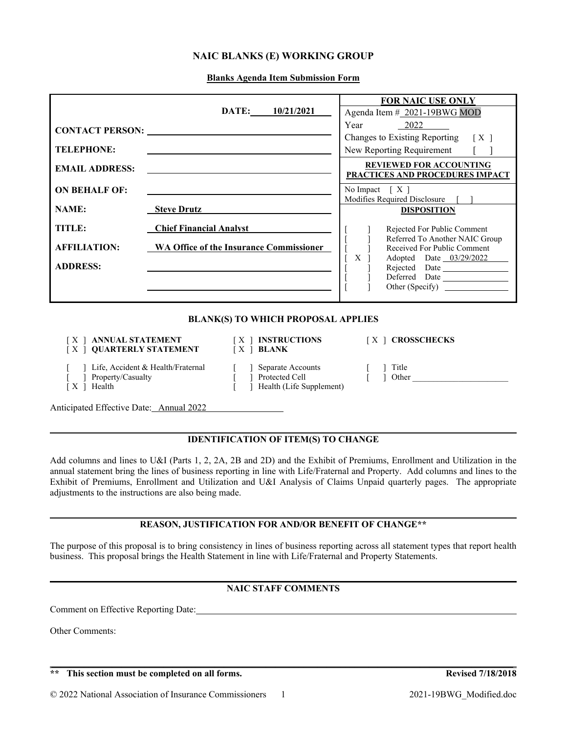# NAIC BLANKS (E) WORKING GROUP

**Blanks Agenda Item Submission Form**

| | | FOR NAIC USE ONLY |
|---|---|---|
| | **DATE:** 10/21/2021 | Agenda Item # 2021-19BWG MOD |
| **CONTACT PERSON:** | | Year 2022 |
| | | Changes to Existing Reporting [ X ] |
| **TELEPHONE:** | | New Reporting Requirement [ ] |
| **EMAIL ADDRESS:** | | **REVIEWED FOR ACCOUNTING PRACTICES AND PROCEDURES IMPACT** |
| **ON BEHALF OF:** | | No Impact [ X ] |
| | | Modifies Required Disclosure [ ] |
| **NAME:** | **Steve Drutz** | **DISPOSITION** |
| **TITLE:** | **Chief Financial Analyst** | [ ] Rejected For Public Comment |
| **AFFILIATION:** | **WA Office of the Insurance Commissioner** | [ ] Referred To Another NAIC Group |
| | | [ ] Received For Public Comment |
| **ADDRESS:** | | [ X ] Adopted Date 03/29/2022 |
| | | [ ] Rejected Date |
| | | [ ] Deferred Date |
| | | [ ] Other (Specify) |

## BLANK(S) TO WHICH PROPOSAL APPLIES

[ X ] **ANNUAL STATEMENT** [ X ] **INSTRUCTIONS** [ X ] **CROSSCHECKS**
[ X ] **QUARTERLY STATEMENT** [ X ] **BLANK**

[ ] Life, Accident & Health/Fraternal [ ] Separate Accounts [ ] Title
[ ] Property/Casualty [ ] Protected Cell [ ] Other
[ X ] Health [ ] Health (Life Supplement)

Anticipated Effective Date: Annual 2022

## IDENTIFICATION OF ITEM(S) TO CHANGE

Add columns and lines to U&I (Parts 1, 2, 2A, 2B and 2D) and the Exhibit of Premiums, Enrollment and Utilization in the annual statement bring the lines of business reporting in line with Life/Fraternal and Property. Add columns and lines to the Exhibit of Premiums, Enrollment and Utilization and U&I Analysis of Claims Unpaid quarterly pages. The appropriate adjustments to the instructions are also being made.

## REASON, JUSTIFICATION FOR AND/OR BENEFIT OF CHANGE**

The purpose of this proposal is to bring consistency in lines of business reporting across all statement types that report health business. This proposal brings the Health Statement in line with Life/Fraternal and Property Statements.

## NAIC STAFF COMMENTS

Comment on Effective Reporting Date:

Other Comments:

**\*\* This section must be completed on all forms.** **Revised 7/18/2018**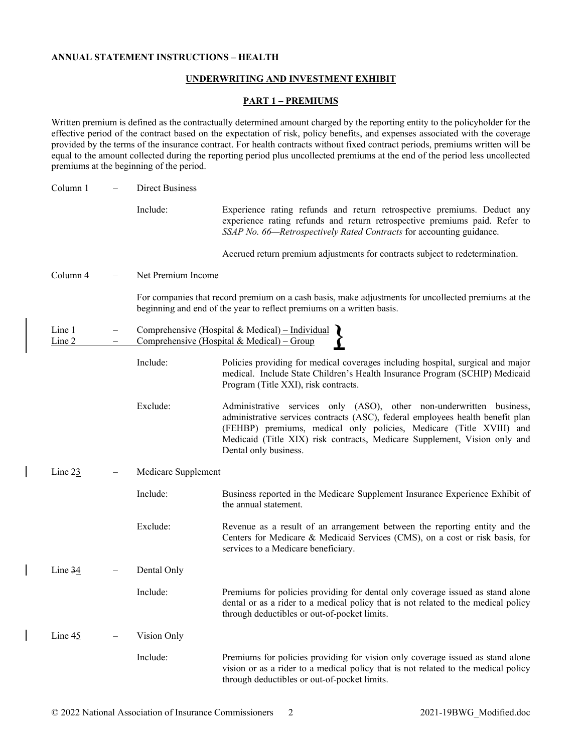**ANNUAL STATEMENT INSTRUCTIONS – HEALTH**

**UNDERWRITING AND INVESTMENT EXHIBIT**

**PART 1 – PREMIUMS**

Written premium is defined as the contractually determined amount charged by the reporting entity to the policyholder for the effective period of the contract based on the expectation of risk, policy benefits, and expenses associated with the coverage provided by the terms of the insurance contract. For health contracts without fixed contract periods, premiums written will be equal to the amount collected during the reporting period plus uncollected premiums at the end of the period less uncollected premiums at the beginning of the period.

Column 1 – Direct Business

Include: Experience rating refunds and return retrospective premiums. Deduct any experience rating refunds and return retrospective premiums paid. Refer to *SSAP No. 66—Retrospectively Rated Contracts* for accounting guidance.

Accrued return premium adjustments for contracts subject to redetermination.

Column 4 – Net Premium Income

For companies that record premium on a cash basis, make adjustments for uncollected premiums at the beginning and end of the year to reflect premiums on a written basis.

Line 1 – Comprehensive (Hospital & Medical) – Individual
Line 2 – Comprehensive (Hospital & Medical) – Group

Include: Policies providing for medical coverages including hospital, surgical and major medical. Include State Children's Health Insurance Program (SCHIP) Medicaid Program (Title XXI), risk contracts.

Exclude: Administrative services only (ASO), other non-underwritten business, administrative services contracts (ASC), federal employees health benefit plan (FEHBP) premiums, medical only policies, Medicare (Title XVIII) and Medicaid (Title XIX) risk contracts, Medicare Supplement, Vision only and Dental only business.

Line ~~2~~3 – Medicare Supplement

Include: Business reported in the Medicare Supplement Insurance Experience Exhibit of the annual statement.

Exclude: Revenue as a result of an arrangement between the reporting entity and the Centers for Medicare & Medicaid Services (CMS), on a cost or risk basis, for services to a Medicare beneficiary.

Line ~~3~~4 – Dental Only

Include: Premiums for policies providing for dental only coverage issued as stand alone dental or as a rider to a medical policy that is not related to the medical policy through deductibles or out-of-pocket limits.

Line ~~4~~5 – Vision Only

Include: Premiums for policies providing for vision only coverage issued as stand alone vision or as a rider to a medical policy that is not related to the medical policy through deductibles or out-of-pocket limits.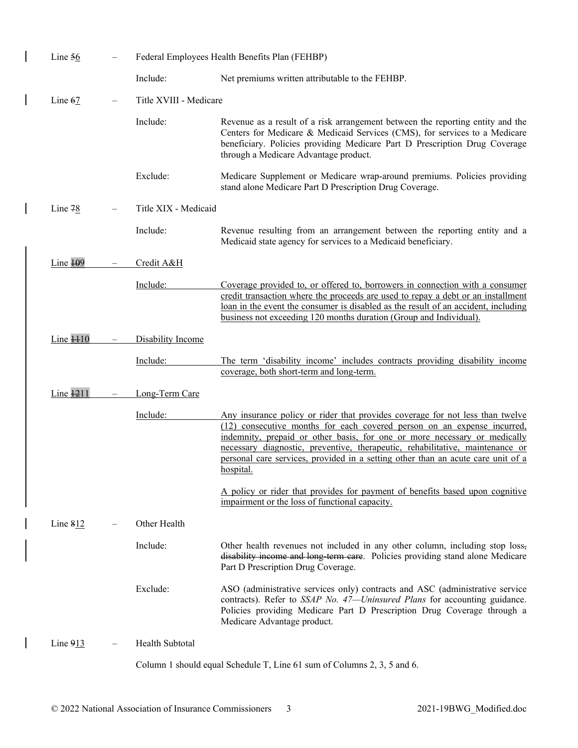Line ~~5~~6 – Federal Employees Health Benefits Plan (FEHBP)

Include: Net premiums written attributable to the FEHBP.

Line ~~6~~7 – Title XVIII - Medicare

Include: Revenue as a result of a risk arrangement between the reporting entity and the Centers for Medicare & Medicaid Services (CMS), for services to a Medicare beneficiary. Policies providing Medicare Part D Prescription Drug Coverage through a Medicare Advantage product.

Exclude: Medicare Supplement or Medicare wrap-around premiums. Policies providing stand alone Medicare Part D Prescription Drug Coverage.

Line ~~7~~8 – Title XIX - Medicaid

Include: Revenue resulting from an arrangement between the reporting entity and a Medicaid state agency for services to a Medicaid beneficiary.

Line ~~10~~9 – Credit A&H

Include: Coverage provided to, or offered to, borrowers in connection with a consumer credit transaction where the proceeds are used to repay a debt or an installment loan in the event the consumer is disabled as the result of an accident, including business not exceeding 120 months duration (Group and Individual).

Line ~~11~~10 – Disability Income

Include: The term 'disability income' includes contracts providing disability income coverage, both short-term and long-term.

Line ~~12~~11 – Long-Term Care

Include: Any insurance policy or rider that provides coverage for not less than twelve (12) consecutive months for each covered person on an expense incurred, indemnity, prepaid or other basis, for one or more necessary or medically necessary diagnostic, preventive, therapeutic, rehabilitative, maintenance or personal care services, provided in a setting other than an acute care unit of a hospital.

A policy or rider that provides for payment of benefits based upon cognitive impairment or the loss of functional capacity.

Line ~~8~~12 – Other Health

Include: Other health revenues not included in any other column, including stop loss~~, disability income and long-term care~~. Policies providing stand alone Medicare Part D Prescription Drug Coverage.

Exclude: ASO (administrative services only) contracts and ASC (administrative service contracts). Refer to *SSAP No. 47—Uninsured Plans* for accounting guidance. Policies providing Medicare Part D Prescription Drug Coverage through a Medicare Advantage product.

Line ~~9~~13 – Health Subtotal

Column 1 should equal Schedule T, Line 61 sum of Columns 2, 3, 5 and 6.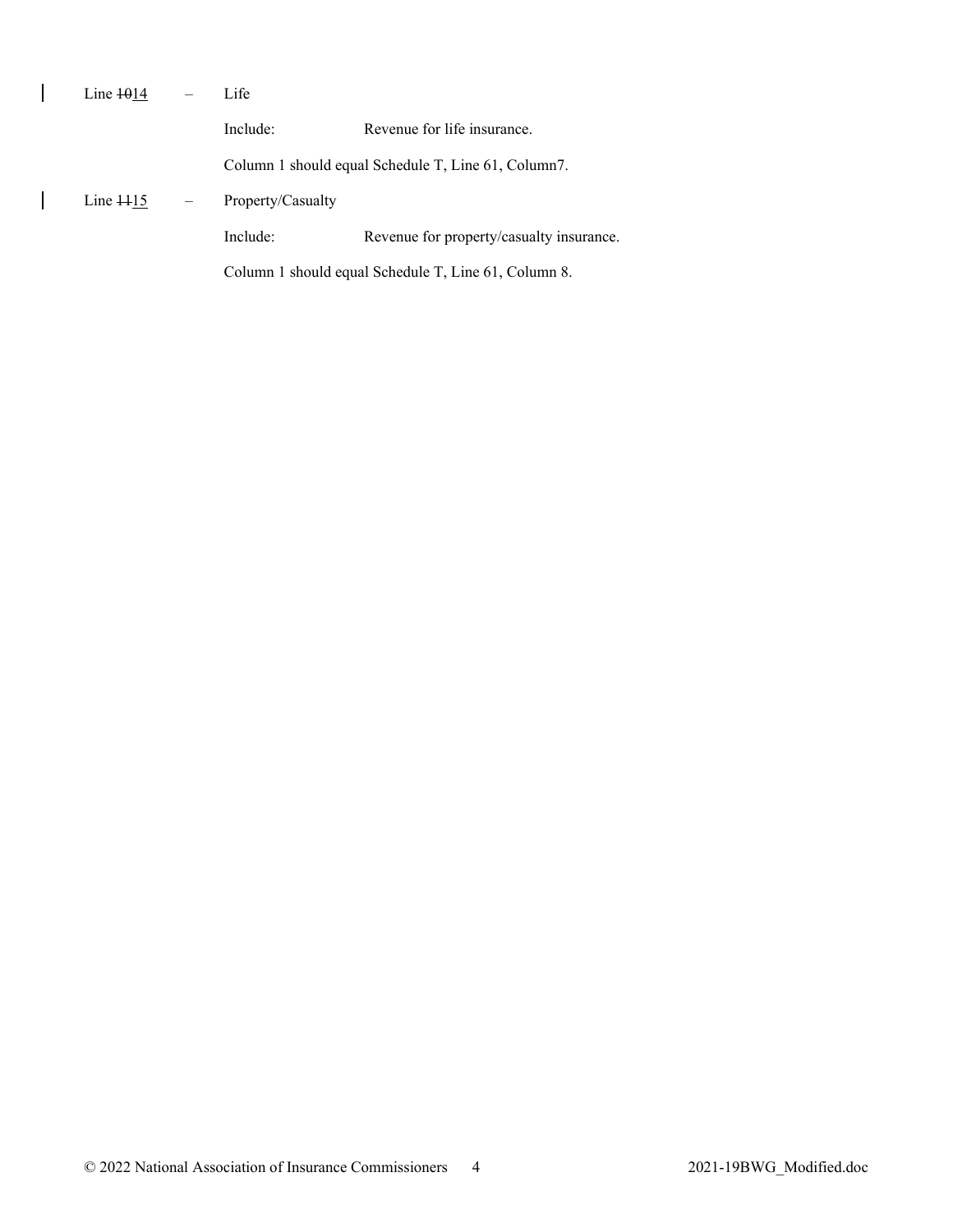Line ~~10~~<u>14</u> – Life

Include: Revenue for life insurance.

Column 1 should equal Schedule T, Line 61, Column7.

Line ~~11~~<u>15</u> – Property/Casualty

Include: Revenue for property/casualty insurance.

Column 1 should equal Schedule T, Line 61, Column 8.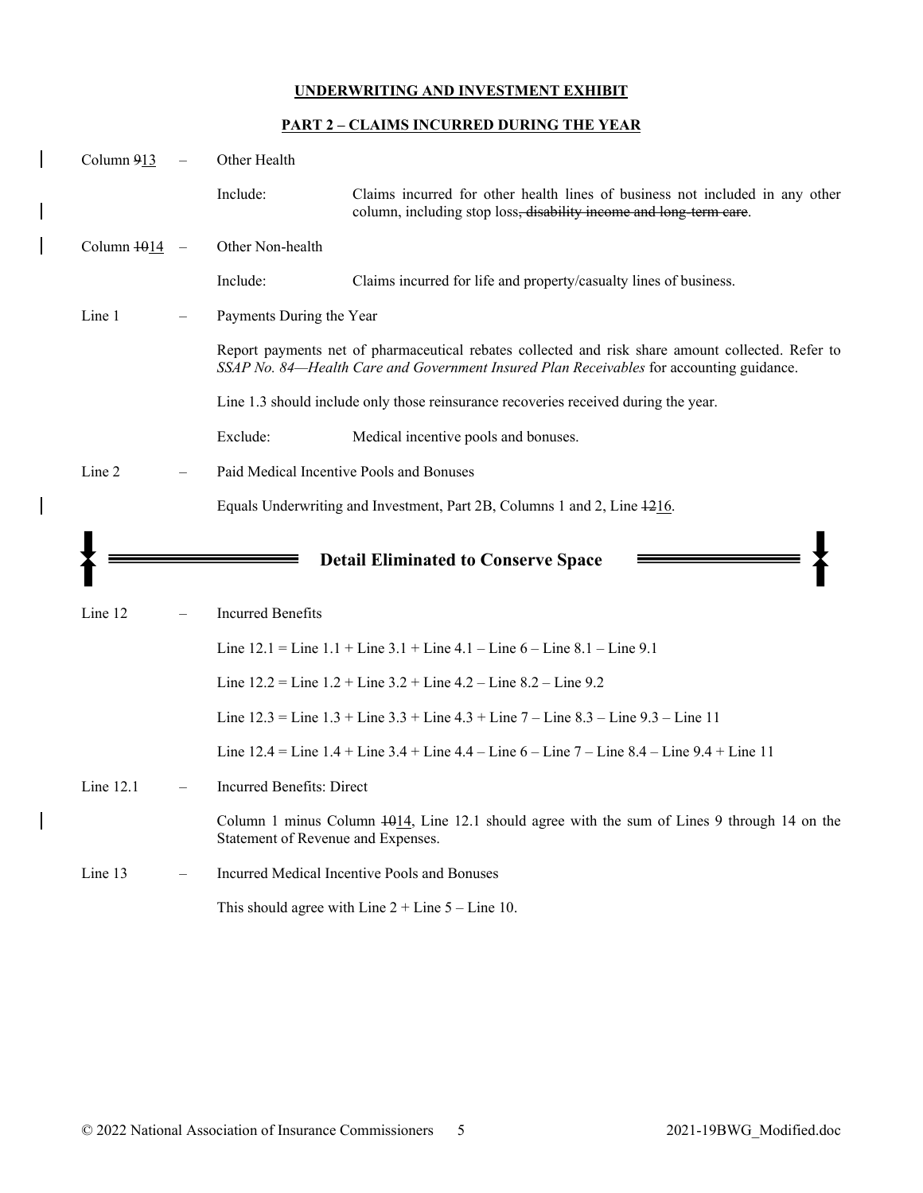**UNDERWRITING AND INVESTMENT EXHIBIT**

**PART 2 – CLAIMS INCURRED DURING THE YEAR**

Column ~~9~~13 – Other Health

Include: Claims incurred for other health lines of business not included in any other column, including stop loss~~, disability income and long-term care~~.

Column ~~10~~14 – Other Non-health

Include: Claims incurred for life and property/casualty lines of business.

Line 1 – Payments During the Year

Report payments net of pharmaceutical rebates collected and risk share amount collected. Refer to *SSAP No. 84—Health Care and Government Insured Plan Receivables* for accounting guidance.

Line 1.3 should include only those reinsurance recoveries received during the year.

Exclude: Medical incentive pools and bonuses.

Line 2 – Paid Medical Incentive Pools and Bonuses

Equals Underwriting and Investment, Part 2B, Columns 1 and 2, Line ~~12~~16.

**Detail Eliminated to Conserve Space**

Line 12 – Incurred Benefits

Line 12.1 = Line 1.1 + Line 3.1 + Line 4.1 – Line 6 – Line 8.1 – Line 9.1

Line 12.2 = Line 1.2 + Line 3.2 + Line 4.2 – Line 8.2 – Line 9.2

Line 12.3 = Line 1.3 + Line 3.3 + Line 4.3 + Line 7 – Line 8.3 – Line 9.3 – Line 11

Line 12.4 = Line 1.4 + Line 3.4 + Line 4.4 – Line 6 – Line 7 – Line 8.4 – Line 9.4 + Line 11

Line 12.1 – Incurred Benefits: Direct

Column 1 minus Column ~~10~~14, Line 12.1 should agree with the sum of Lines 9 through 14 on the Statement of Revenue and Expenses.

Line 13 – Incurred Medical Incentive Pools and Bonuses

This should agree with Line 2 + Line 5 – Line 10.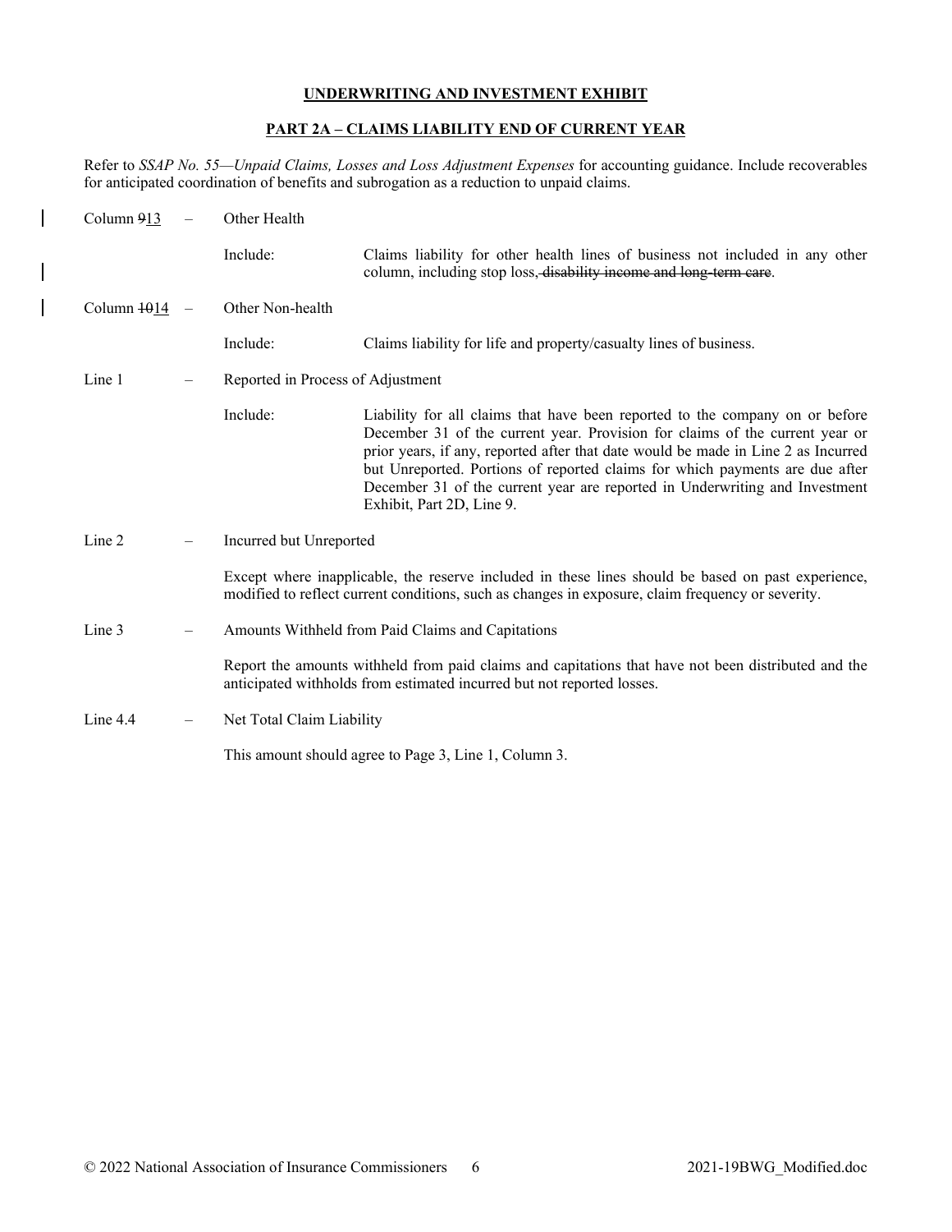**UNDERWRITING AND INVESTMENT EXHIBIT**

**PART 2A – CLAIMS LIABILITY END OF CURRENT YEAR**

Refer to *SSAP No. 55—Unpaid Claims, Losses and Loss Adjustment Expenses* for accounting guidance. Include recoverables for anticipated coordination of benefits and subrogation as a reduction to unpaid claims.

Column ~~9~~13 – Other Health

Include: Claims liability for other health lines of business not included in any other column, including stop loss~~, disability income and long-term care~~.

Column ~~10~~14 – Other Non-health

Include: Claims liability for life and property/casualty lines of business.

Line 1 – Reported in Process of Adjustment

Include: Liability for all claims that have been reported to the company on or before December 31 of the current year. Provision for claims of the current year or prior years, if any, reported after that date would be made in Line 2 as Incurred but Unreported. Portions of reported claims for which payments are due after December 31 of the current year are reported in Underwriting and Investment Exhibit, Part 2D, Line 9.

Line 2 – Incurred but Unreported

Except where inapplicable, the reserve included in these lines should be based on past experience, modified to reflect current conditions, such as changes in exposure, claim frequency or severity.

Line 3 – Amounts Withheld from Paid Claims and Capitations

Report the amounts withheld from paid claims and capitations that have not been distributed and the anticipated withholds from estimated incurred but not reported losses.

Line 4.4 – Net Total Claim Liability

This amount should agree to Page 3, Line 1, Column 3.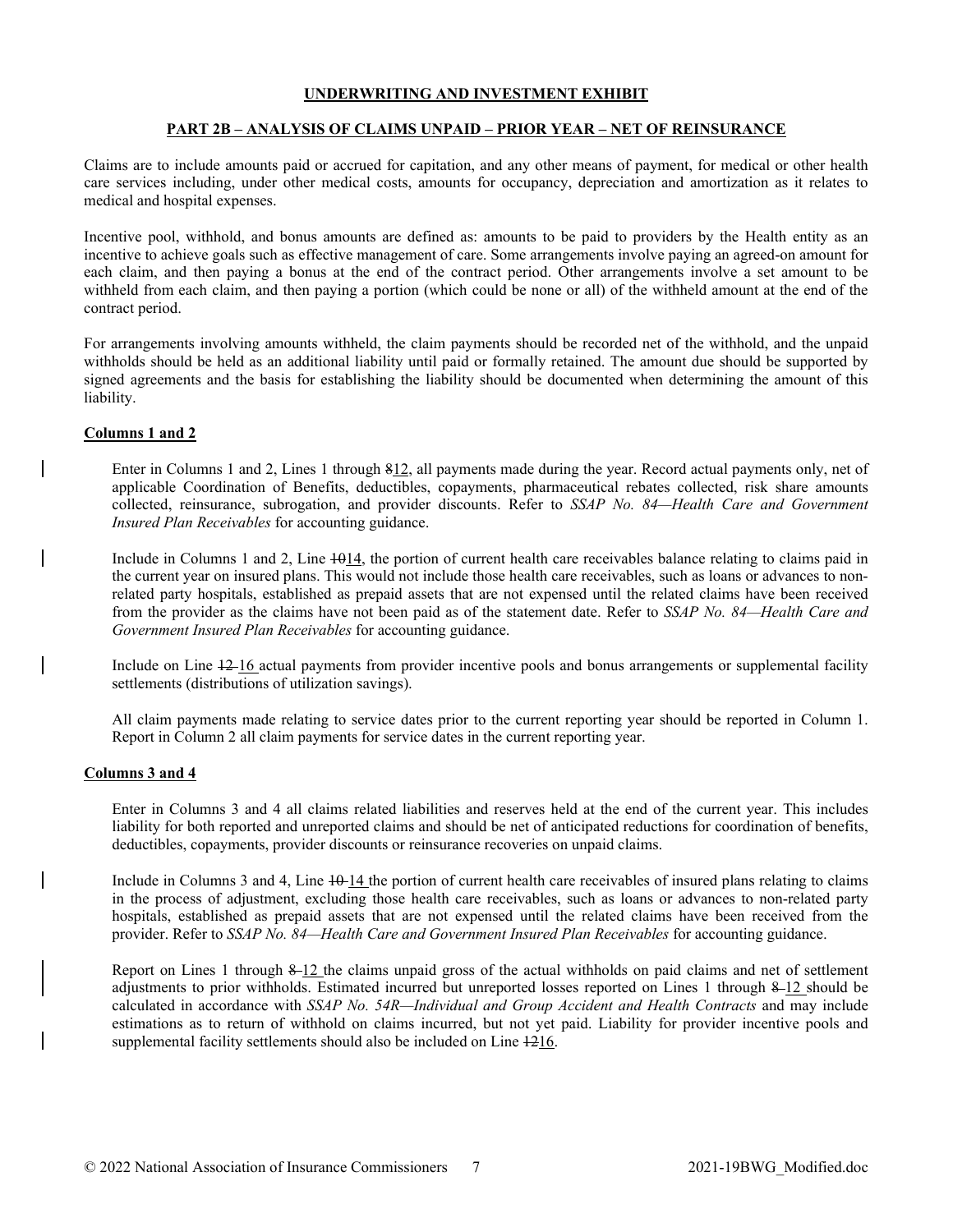## UNDERWRITING AND INVESTMENT EXHIBIT

### PART 2B – ANALYSIS OF CLAIMS UNPAID – PRIOR YEAR – NET OF REINSURANCE

Claims are to include amounts paid or accrued for capitation, and any other means of payment, for medical or other health care services including, under other medical costs, amounts for occupancy, depreciation and amortization as it relates to medical and hospital expenses.

Incentive pool, withhold, and bonus amounts are defined as: amounts to be paid to providers by the Health entity as an incentive to achieve goals such as effective management of care. Some arrangements involve paying an agreed-on amount for each claim, and then paying a bonus at the end of the contract period. Other arrangements involve a set amount to be withheld from each claim, and then paying a portion (which could be none or all) of the withheld amount at the end of the contract period.

For arrangements involving amounts withheld, the claim payments should be recorded net of the withhold, and the unpaid withholds should be held as an additional liability until paid or formally retained. The amount due should be supported by signed agreements and the basis for establishing the liability should be documented when determining the amount of this liability.

**Columns 1 and 2**

Enter in Columns 1 and 2, Lines 1 through ~~8~~12, all payments made during the year. Record actual payments only, net of applicable Coordination of Benefits, deductibles, copayments, pharmaceutical rebates collected, risk share amounts collected, reinsurance, subrogation, and provider discounts. Refer to *SSAP No. 84—Health Care and Government Insured Plan Receivables* for accounting guidance.

Include in Columns 1 and 2, Line ~~10~~14, the portion of current health care receivables balance relating to claims paid in the current year on insured plans. This would not include those health care receivables, such as loans or advances to non-related party hospitals, established as prepaid assets that are not expensed until the related claims have been received from the provider as the claims have not been paid as of the statement date. Refer to *SSAP No. 84—Health Care and Government Insured Plan Receivables* for accounting guidance.

Include on Line ~~12~~ 16 actual payments from provider incentive pools and bonus arrangements or supplemental facility settlements (distributions of utilization savings).

All claim payments made relating to service dates prior to the current reporting year should be reported in Column 1. Report in Column 2 all claim payments for service dates in the current reporting year.

**Columns 3 and 4**

Enter in Columns 3 and 4 all claims related liabilities and reserves held at the end of the current year. This includes liability for both reported and unreported claims and should be net of anticipated reductions for coordination of benefits, deductibles, copayments, provider discounts or reinsurance recoveries on unpaid claims.

Include in Columns 3 and 4, Line ~~10~~ 14 the portion of current health care receivables of insured plans relating to claims in the process of adjustment, excluding those health care receivables, such as loans or advances to non-related party hospitals, established as prepaid assets that are not expensed until the related claims have been received from the provider. Refer to *SSAP No. 84—Health Care and Government Insured Plan Receivables* for accounting guidance.

Report on Lines 1 through ~~8~~ 12 the claims unpaid gross of the actual withholds on paid claims and net of settlement adjustments to prior withholds. Estimated incurred but unreported losses reported on Lines 1 through ~~8~~ 12 should be calculated in accordance with *SSAP No. 54R—Individual and Group Accident and Health Contracts* and may include estimations as to return of withhold on claims incurred, but not yet paid. Liability for provider incentive pools and supplemental facility settlements should also be included on Line ~~12~~16.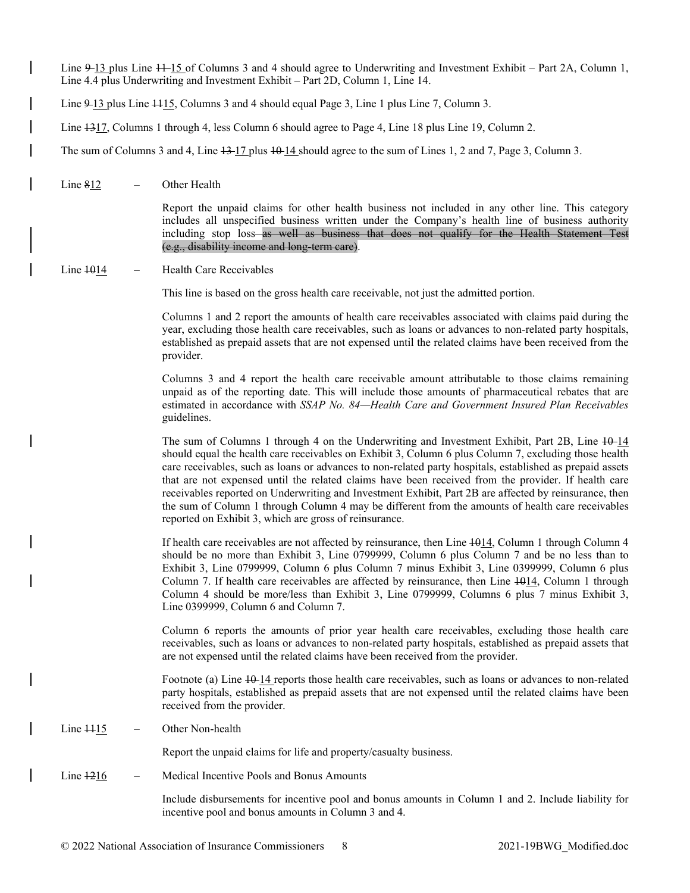Line ~~9~~ 13 plus Line ~~11~~ 15 of Columns 3 and 4 should agree to Underwriting and Investment Exhibit – Part 2A, Column 1, Line 4.4 plus Underwriting and Investment Exhibit – Part 2D, Column 1, Line 14.

Line ~~9~~ 13 plus Line ~~11~~15, Columns 3 and 4 should equal Page 3, Line 1 plus Line 7, Column 3.

Line ~~13~~17, Columns 1 through 4, less Column 6 should agree to Page 4, Line 18 plus Line 19, Column 2.

The sum of Columns 3 and 4, Line ~~13~~ 17 plus ~~10~~ 14 should agree to the sum of Lines 1, 2 and 7, Page 3, Column 3.

Line ~~8~~12 – Other Health

Report the unpaid claims for other health business not included in any other line. This category includes all unspecified business written under the Company's health line of business authority including stop loss ~~as well as business that does not qualify for the Health Statement Test (e.g., disability income and long-term care)~~.

Line ~~10~~14 – Health Care Receivables

This line is based on the gross health care receivable, not just the admitted portion.

Columns 1 and 2 report the amounts of health care receivables associated with claims paid during the year, excluding those health care receivables, such as loans or advances to non-related party hospitals, established as prepaid assets that are not expensed until the related claims have been received from the provider.

Columns 3 and 4 report the health care receivable amount attributable to those claims remaining unpaid as of the reporting date. This will include those amounts of pharmaceutical rebates that are estimated in accordance with *SSAP No. 84—Health Care and Government Insured Plan Receivables* guidelines.

The sum of Columns 1 through 4 on the Underwriting and Investment Exhibit, Part 2B, Line ~~10~~ 14 should equal the health care receivables on Exhibit 3, Column 6 plus Column 7, excluding those health care receivables, such as loans or advances to non-related party hospitals, established as prepaid assets that are not expensed until the related claims have been received from the provider. If health care receivables reported on Underwriting and Investment Exhibit, Part 2B are affected by reinsurance, then the sum of Column 1 through Column 4 may be different from the amounts of health care receivables reported on Exhibit 3, which are gross of reinsurance.

If health care receivables are not affected by reinsurance, then Line ~~10~~14, Column 1 through Column 4 should be no more than Exhibit 3, Line 0799999, Column 6 plus Column 7 and be no less than to Exhibit 3, Line 0799999, Column 6 plus Column 7 minus Exhibit 3, Line 0399999, Column 6 plus Column 7. If health care receivables are affected by reinsurance, then Line ~~10~~14, Column 1 through Column 4 should be more/less than Exhibit 3, Line 0799999, Columns 6 plus 7 minus Exhibit 3, Line 0399999, Column 6 and Column 7.

Column 6 reports the amounts of prior year health care receivables, excluding those health care receivables, such as loans or advances to non-related party hospitals, established as prepaid assets that are not expensed until the related claims have been received from the provider.

Footnote (a) Line ~~10~~ 14 reports those health care receivables, such as loans or advances to non-related party hospitals, established as prepaid assets that are not expensed until the related claims have been received from the provider.

Line ~~11~~15 – Other Non-health

Report the unpaid claims for life and property/casualty business.

Line ~~12~~16 – Medical Incentive Pools and Bonus Amounts

Include disbursements for incentive pool and bonus amounts in Column 1 and 2. Include liability for incentive pool and bonus amounts in Column 3 and 4.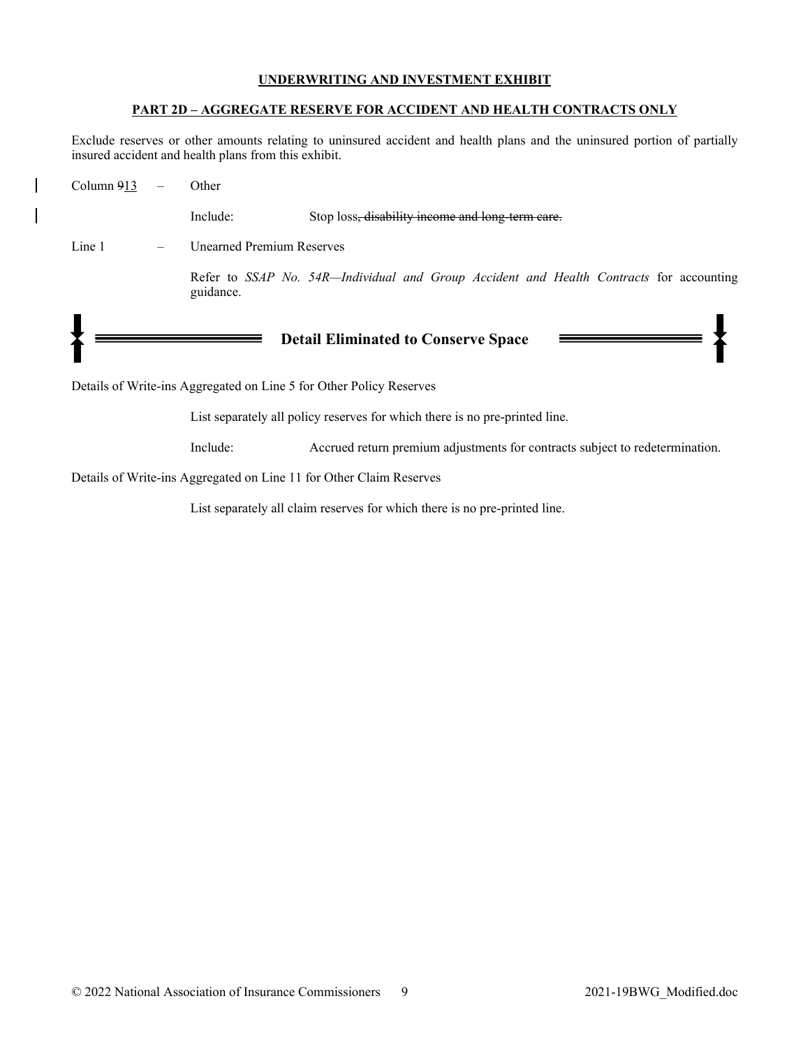**UNDERWRITING AND INVESTMENT EXHIBIT**

**PART 2D – AGGREGATE RESERVE FOR ACCIDENT AND HEALTH CONTRACTS ONLY**

Exclude reserves or other amounts relating to uninsured accident and health plans and the uninsured portion of partially insured accident and health plans from this exhibit.

Column ~~9~~13 – Other

Include: Stop loss~~, disability income and long-term care.~~

Line 1 – Unearned Premium Reserves

Refer to *SSAP No. 54R—Individual and Group Accident and Health Contracts* for accounting guidance.

**Detail Eliminated to Conserve Space**

Details of Write-ins Aggregated on Line 5 for Other Policy Reserves

List separately all policy reserves for which there is no pre-printed line.

Include: Accrued return premium adjustments for contracts subject to redetermination.

Details of Write-ins Aggregated on Line 11 for Other Claim Reserves

List separately all claim reserves for which there is no pre-printed line.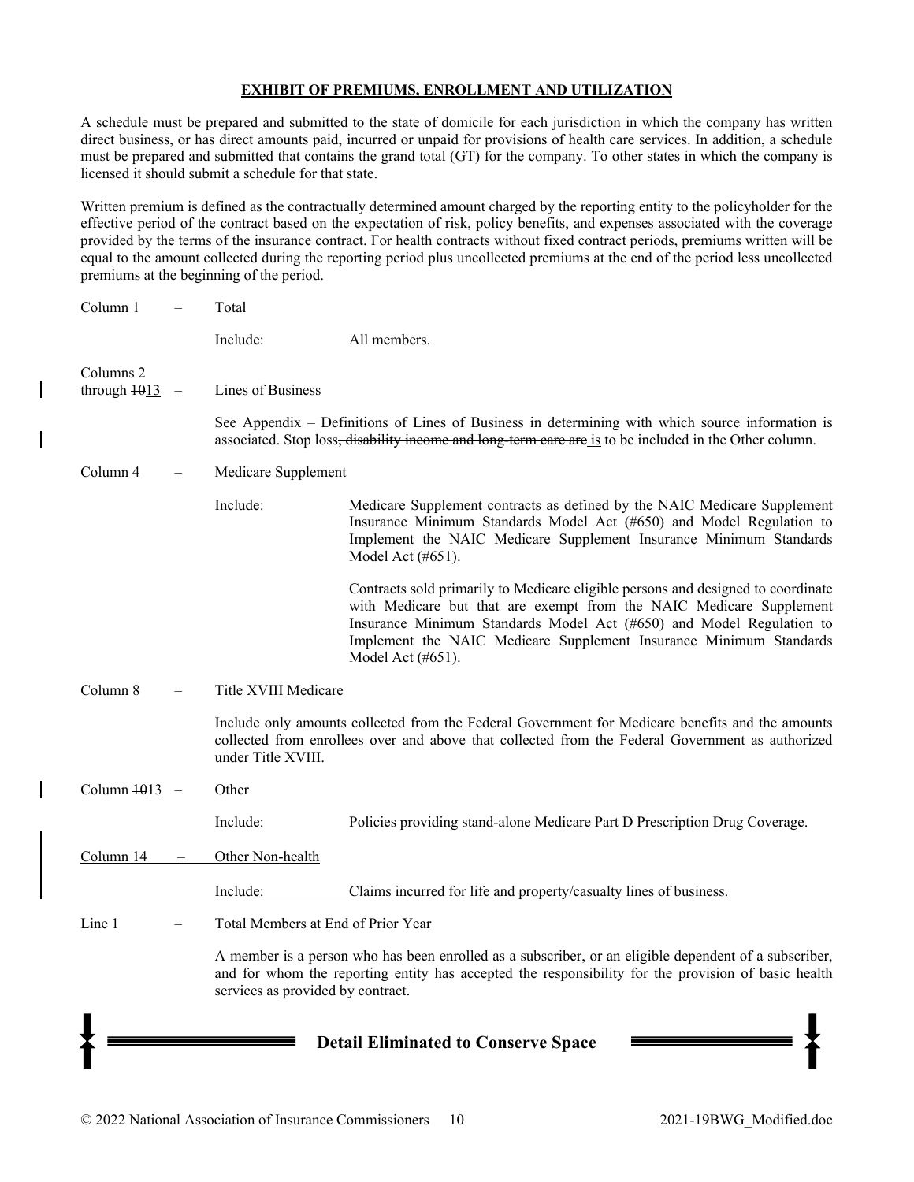**EXHIBIT OF PREMIUMS, ENROLLMENT AND UTILIZATION**

A schedule must be prepared and submitted to the state of domicile for each jurisdiction in which the company has written direct business, or has direct amounts paid, incurred or unpaid for provisions of health care services. In addition, a schedule must be prepared and submitted that contains the grand total (GT) for the company. To other states in which the company is licensed it should submit a schedule for that state.

Written premium is defined as the contractually determined amount charged by the reporting entity to the policyholder for the effective period of the contract based on the expectation of risk, policy benefits, and expenses associated with the coverage provided by the terms of the insurance contract. For health contracts without fixed contract periods, premiums written will be equal to the amount collected during the reporting period plus uncollected premiums at the end of the period less uncollected premiums at the beginning of the period.

Column 1 – Total

Include: All members.

Columns 2 through ~~10~~13 – Lines of Business

See Appendix – Definitions of Lines of Business in determining with which source information is associated. Stop loss~~, disability income and long-term care are~~ is to be included in the Other column.

Column 4 – Medicare Supplement

Include: Medicare Supplement contracts as defined by the NAIC Medicare Supplement Insurance Minimum Standards Model Act (#650) and Model Regulation to Implement the NAIC Medicare Supplement Insurance Minimum Standards Model Act (#651).

Contracts sold primarily to Medicare eligible persons and designed to coordinate with Medicare but that are exempt from the NAIC Medicare Supplement Insurance Minimum Standards Model Act (#650) and Model Regulation to Implement the NAIC Medicare Supplement Insurance Minimum Standards Model Act (#651).

Column 8 – Title XVIII Medicare

Include only amounts collected from the Federal Government for Medicare benefits and the amounts collected from enrollees over and above that collected from the Federal Government as authorized under Title XVIII.

Column ~~10~~13 – Other

Include: Policies providing stand-alone Medicare Part D Prescription Drug Coverage.

Column 14 – Other Non-health

Include: Claims incurred for life and property/casualty lines of business.

Line 1 – Total Members at End of Prior Year

A member is a person who has been enrolled as a subscriber, or an eligible dependent of a subscriber, and for whom the reporting entity has accepted the responsibility for the provision of basic health services as provided by contract.

**Detail Eliminated to Conserve Space**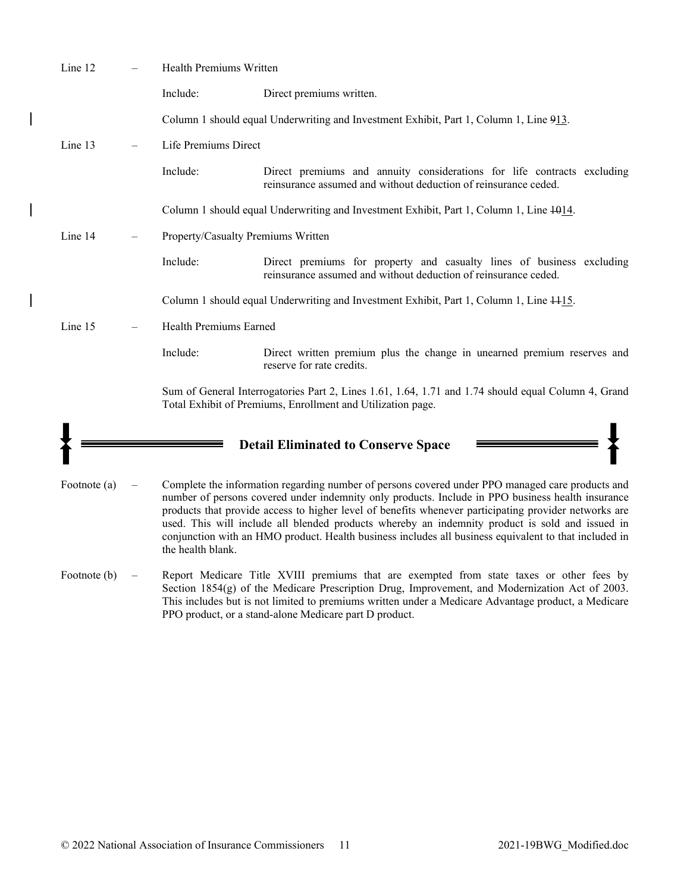Line 12 – Health Premiums Written

Include: Direct premiums written.

Column 1 should equal Underwriting and Investment Exhibit, Part 1, Column 1, Line ~~9~~13.

Line 13 – Life Premiums Direct

Include: Direct premiums and annuity considerations for life contracts excluding reinsurance assumed and without deduction of reinsurance ceded.

Column 1 should equal Underwriting and Investment Exhibit, Part 1, Column 1, Line ~~10~~14.

Line 14 – Property/Casualty Premiums Written

Include: Direct premiums for property and casualty lines of business excluding reinsurance assumed and without deduction of reinsurance ceded.

Column 1 should equal Underwriting and Investment Exhibit, Part 1, Column 1, Line ~~11~~15.

Line 15 – Health Premiums Earned

Include: Direct written premium plus the change in unearned premium reserves and reserve for rate credits.

Sum of General Interrogatories Part 2, Lines 1.61, 1.64, 1.71 and 1.74 should equal Column 4, Grand Total Exhibit of Premiums, Enrollment and Utilization page.

**Detail Eliminated to Conserve Space**

Footnote (a) – Complete the information regarding number of persons covered under PPO managed care products and number of persons covered under indemnity only products. Include in PPO business health insurance products that provide access to higher level of benefits whenever participating provider networks are used. This will include all blended products whereby an indemnity product is sold and issued in conjunction with an HMO product. Health business includes all business equivalent to that included in the health blank.

Footnote (b) – Report Medicare Title XVIII premiums that are exempted from state taxes or other fees by Section 1854(g) of the Medicare Prescription Drug, Improvement, and Modernization Act of 2003. This includes but is not limited to premiums written under a Medicare Advantage product, a Medicare PPO product, or a stand-alone Medicare part D product.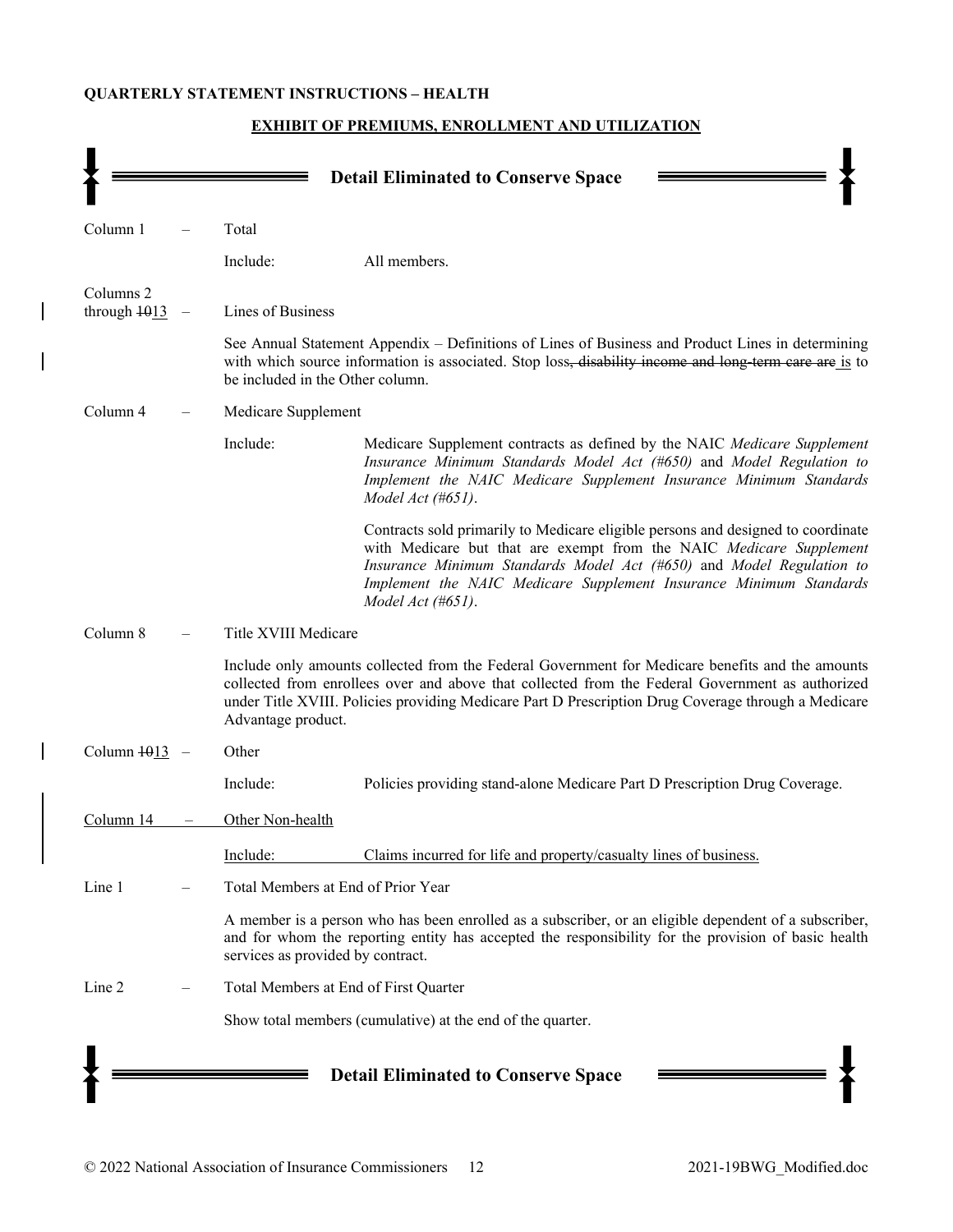**QUARTERLY STATEMENT INSTRUCTIONS – HEALTH**

**EXHIBIT OF PREMIUMS, ENROLLMENT AND UTILIZATION**

**Detail Eliminated to Conserve Space**

Column 1 – Total

Include: All members.

Columns 2 through ~~10~~13 – Lines of Business

See Annual Statement Appendix – Definitions of Lines of Business and Product Lines in determining with which source information is associated. Stop loss~~, disability income and long-term care are~~ is to be included in the Other column.

Column 4 – Medicare Supplement

Include: Medicare Supplement contracts as defined by the NAIC *Medicare Supplement Insurance Minimum Standards Model Act (#650)* and *Model Regulation to Implement the NAIC Medicare Supplement Insurance Minimum Standards Model Act (#651)*.

Contracts sold primarily to Medicare eligible persons and designed to coordinate with Medicare but that are exempt from the NAIC *Medicare Supplement Insurance Minimum Standards Model Act (#650)* and *Model Regulation to Implement the NAIC Medicare Supplement Insurance Minimum Standards Model Act (#651)*.

Column 8 – Title XVIII Medicare

Include only amounts collected from the Federal Government for Medicare benefits and the amounts collected from enrollees over and above that collected from the Federal Government as authorized under Title XVIII. Policies providing Medicare Part D Prescription Drug Coverage through a Medicare Advantage product.

Column ~~10~~13 – Other

Include: Policies providing stand-alone Medicare Part D Prescription Drug Coverage.

Column 14 – Other Non-health

Include: Claims incurred for life and property/casualty lines of business.

Line 1 – Total Members at End of Prior Year

A member is a person who has been enrolled as a subscriber, or an eligible dependent of a subscriber, and for whom the reporting entity has accepted the responsibility for the provision of basic health services as provided by contract.

Line 2 – Total Members at End of First Quarter

Show total members (cumulative) at the end of the quarter.

**Detail Eliminated to Conserve Space**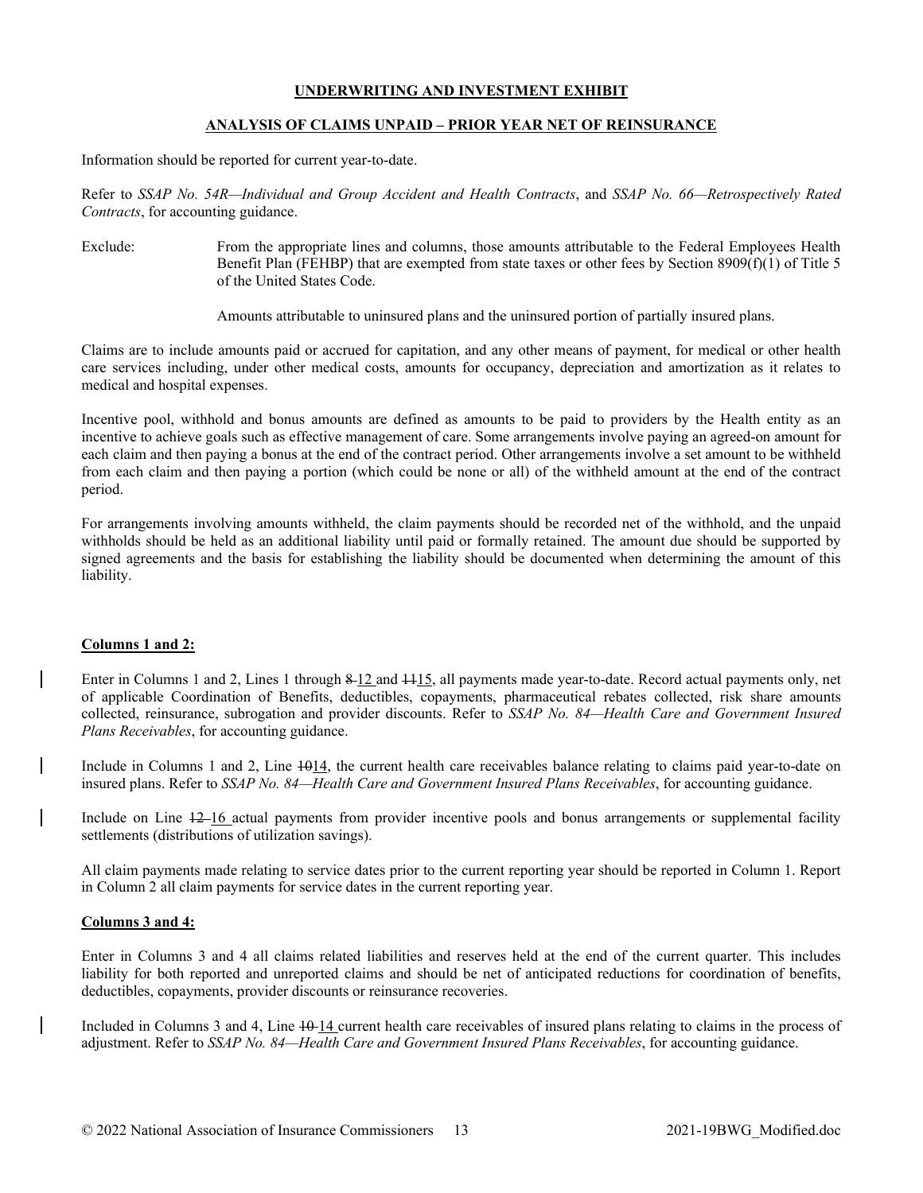**UNDERWRITING AND INVESTMENT EXHIBIT**

**ANALYSIS OF CLAIMS UNPAID – PRIOR YEAR NET OF REINSURANCE**

Information should be reported for current year-to-date.

Refer to *SSAP No. 54R—Individual and Group Accident and Health Contracts*, and *SSAP No. 66—Retrospectively Rated Contracts*, for accounting guidance.

Exclude: From the appropriate lines and columns, those amounts attributable to the Federal Employees Health Benefit Plan (FEHBP) that are exempted from state taxes or other fees by Section 8909(f)(1) of Title 5 of the United States Code.

Amounts attributable to uninsured plans and the uninsured portion of partially insured plans.

Claims are to include amounts paid or accrued for capitation, and any other means of payment, for medical or other health care services including, under other medical costs, amounts for occupancy, depreciation and amortization as it relates to medical and hospital expenses.

Incentive pool, withhold and bonus amounts are defined as amounts to be paid to providers by the Health entity as an incentive to achieve goals such as effective management of care. Some arrangements involve paying an agreed-on amount for each claim and then paying a bonus at the end of the contract period. Other arrangements involve a set amount to be withheld from each claim and then paying a portion (which could be none or all) of the withheld amount at the end of the contract period.

For arrangements involving amounts withheld, the claim payments should be recorded net of the withhold, and the unpaid withholds should be held as an additional liability until paid or formally retained. The amount due should be supported by signed agreements and the basis for establishing the liability should be documented when determining the amount of this liability.

**Columns 1 and 2:**

Enter in Columns 1 and 2, Lines 1 through ~~8~~ 12 and ~~11~~15, all payments made year-to-date. Record actual payments only, net of applicable Coordination of Benefits, deductibles, copayments, pharmaceutical rebates collected, risk share amounts collected, reinsurance, subrogation and provider discounts. Refer to *SSAP No. 84—Health Care and Government Insured Plans Receivables*, for accounting guidance.

Include in Columns 1 and 2, Line ~~10~~14, the current health care receivables balance relating to claims paid year-to-date on insured plans. Refer to *SSAP No. 84—Health Care and Government Insured Plans Receivables*, for accounting guidance.

Include on Line ~~12~~ 16 actual payments from provider incentive pools and bonus arrangements or supplemental facility settlements (distributions of utilization savings).

All claim payments made relating to service dates prior to the current reporting year should be reported in Column 1. Report in Column 2 all claim payments for service dates in the current reporting year.

**Columns 3 and 4:**

Enter in Columns 3 and 4 all claims related liabilities and reserves held at the end of the current quarter. This includes liability for both reported and unreported claims and should be net of anticipated reductions for coordination of benefits, deductibles, copayments, provider discounts or reinsurance recoveries.

Included in Columns 3 and 4, Line ~~10~~ 14 current health care receivables of insured plans relating to claims in the process of adjustment. Refer to *SSAP No. 84—Health Care and Government Insured Plans Receivables*, for accounting guidance.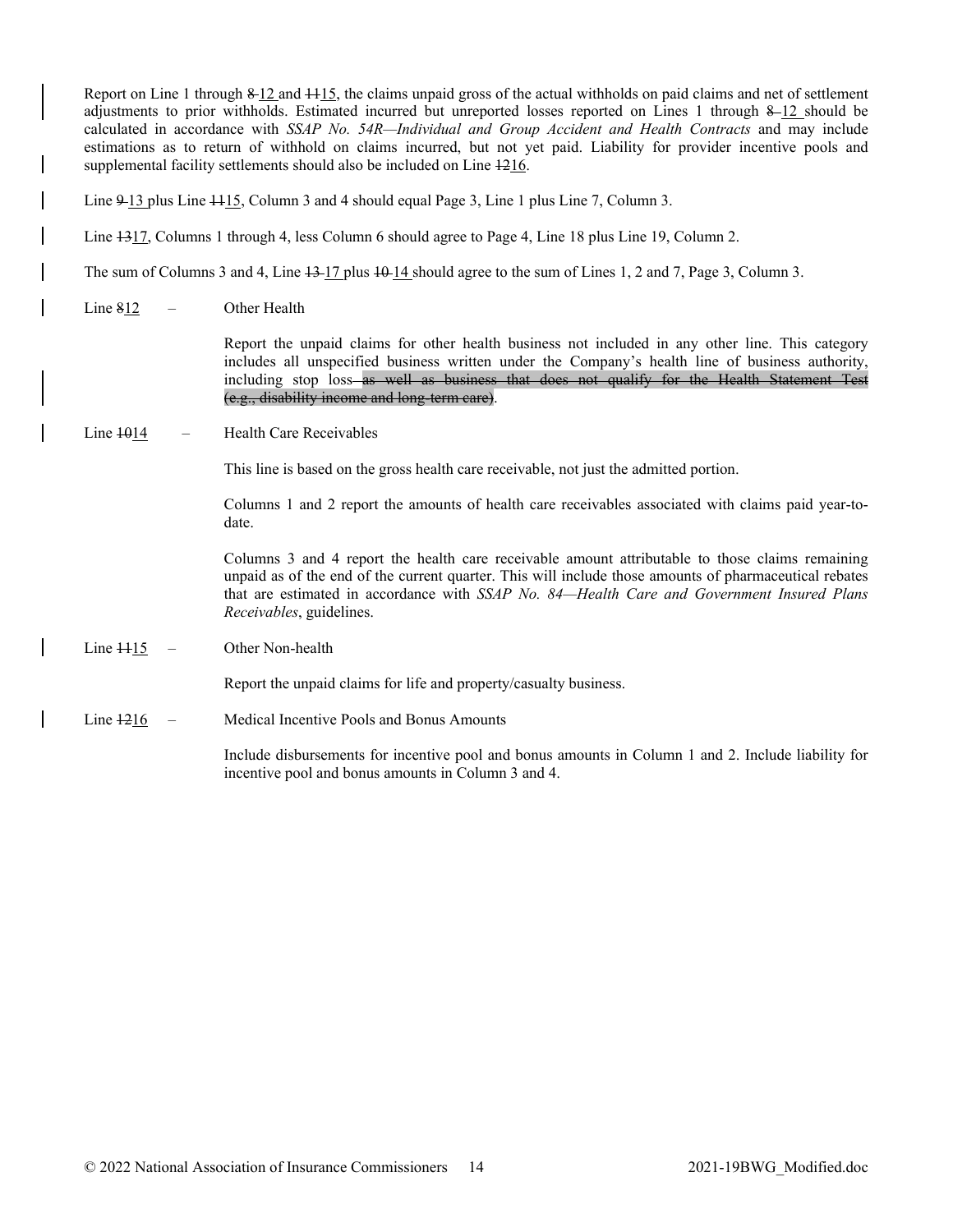Report on Line 1 through ~~8~~ 12 and ~~11~~15, the claims unpaid gross of the actual withholds on paid claims and net of settlement adjustments to prior withholds. Estimated incurred but unreported losses reported on Lines 1 through ~~8~~ 12 should be calculated in accordance with *SSAP No. 54R—Individual and Group Accident and Health Contracts* and may include estimations as to return of withhold on claims incurred, but not yet paid. Liability for provider incentive pools and supplemental facility settlements should also be included on Line ~~12~~16.

Line ~~9~~ 13 plus Line ~~11~~15, Column 3 and 4 should equal Page 3, Line 1 plus Line 7, Column 3.

Line ~~13~~17, Columns 1 through 4, less Column 6 should agree to Page 4, Line 18 plus Line 19, Column 2.

The sum of Columns 3 and 4, Line ~~13~~ 17 plus ~~10~~ 14 should agree to the sum of Lines 1, 2 and 7, Page 3, Column 3.

Line ~~8~~12 – Other Health

Report the unpaid claims for other health business not included in any other line. This category includes all unspecified business written under the Company's health line of business authority, including stop loss~~ as well as business that does not qualify for the Health Statement Test (e.g., disability income and long-term care)~~.

Line ~~10~~14 – Health Care Receivables

This line is based on the gross health care receivable, not just the admitted portion.

Columns 1 and 2 report the amounts of health care receivables associated with claims paid year-to-date.

Columns 3 and 4 report the health care receivable amount attributable to those claims remaining unpaid as of the end of the current quarter. This will include those amounts of pharmaceutical rebates that are estimated in accordance with *SSAP No. 84—Health Care and Government Insured Plans Receivables*, guidelines.

Line ~~11~~15 – Other Non-health

Report the unpaid claims for life and property/casualty business.

Line ~~12~~16 – Medical Incentive Pools and Bonus Amounts

Include disbursements for incentive pool and bonus amounts in Column 1 and 2. Include liability for incentive pool and bonus amounts in Column 3 and 4.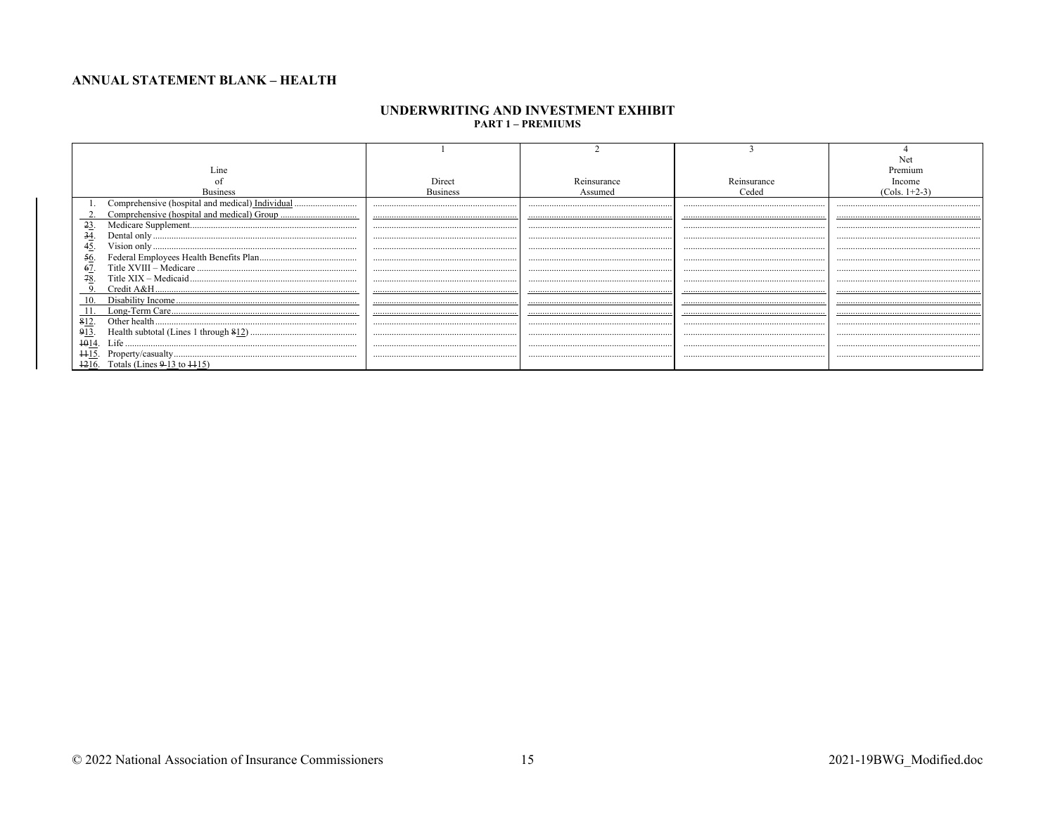**ANNUAL STATEMENT BLANK – HEALTH**

## UNDERWRITING AND INVESTMENT EXHIBIT

### PART 1 – PREMIUMS

| Line of Business | 1<br>Direct Business | 2<br>Reinsurance Assumed | 3<br>Reinsurance Ceded | 4<br>Net Premium Income (Cols. 1+2-3) |
|---|---|---|---|---|
| 1. Comprehensive (hospital and medical) Individual | | | | |
| 2. Comprehensive (hospital and medical) Group | | | | |
| 23. Medicare Supplement | | | | |
| 34. Dental only | | | | |
| 45. Vision only | | | | |
| 56. Federal Employees Health Benefits Plan | | | | |
| 67. Title XVIII – Medicare | | | | |
| 78. Title XIX – Medicaid | | | | |
| 9. Credit A&H | | | | |
| 10. Disability Income | | | | |
| 11. Long-Term Care | | | | |
| 812. Other health | | | | |
| 913. Health subtotal (Lines 1 through 812) | | | | |
| 1014. Life | | | | |
| 1115. Property/casualty | | | | |
| 1216. Totals (Lines 9-13 to 1115) | | | | |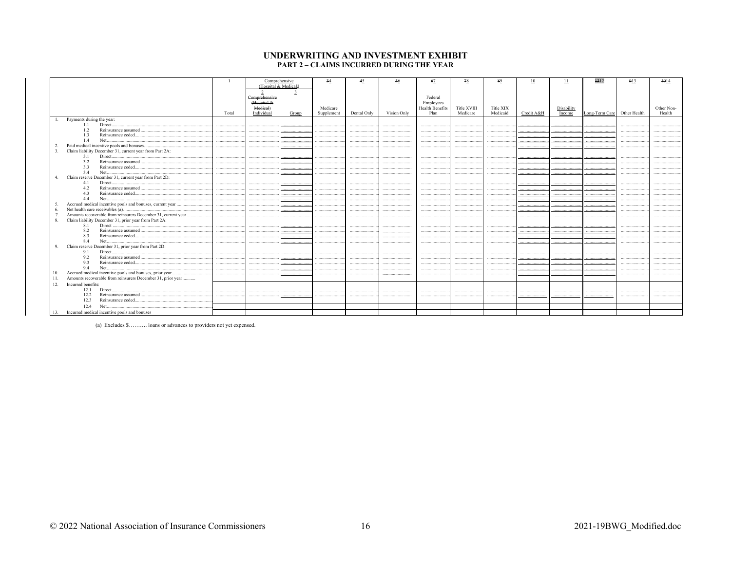# UNDERWRITING AND INVESTMENT EXHIBIT

## PART 2 – CLAIMS INCURRED DURING THE YEAR

| | 1 | Comprehensive (Hospital & Medical2 | | 34 | 45 | 56 | 67 | 78 | 89 | 10 | 11 | 1312 | 913 | 1014 |
|---|---|---|---|---|---|---|---|---|---|---|---|---|---|---|
| | | 2 Comprehensive (Hospital & Medical) | 3 | | | | | | | | | | | |
| | Total | Individual | Group | Medicare Supplement | Dental Only | Vision Only | Federal Employees Health Benefits Plan | Title XVIII Medicare | Title XIX Medicaid | Credit A&H | Disability Income | Long-Term Care | Other Health | Other Non-Health |
| 1. Payments during the year: | | | | | | | | | | | | | | |
| 1.1 Direct | | | | | | | | | | | | | | |
| 1.2 Reinsurance assumed | | | | | | | | | | | | | | |
| 1.3 Reinsurance ceded | | | | | | | | | | | | | | |
| 1.4 Net | | | | | | | | | | | | | | |
| 2. Paid medical incentive pools and bonuses | | | | | | | | | | | | | | |
| 3. Claim liability December 31, current year from Part 2A: | | | | | | | | | | | | | | |
| 3.1 Direct | | | | | | | | | | | | | | |
| 3.2 Reinsurance assumed | | | | | | | | | | | | | | |
| 3.3 Reinsurance ceded | | | | | | | | | | | | | | |
| 3.4 Net | | | | | | | | | | | | | | |
| 4. Claim reserve December 31, current year from Part 2D: | | | | | | | | | | | | | | |
| 4.1 Direct | | | | | | | | | | | | | | |
| 4.2 Reinsurance assumed | | | | | | | | | | | | | | |
| 4.3 Reinsurance ceded | | | | | | | | | | | | | | |
| 4.4 Net | | | | | | | | | | | | | | |
| 5. Accrued medical incentive pools and bonuses, current year | | | | | | | | | | | | | | |
| 6. Net health care receivables (a) | | | | | | | | | | | | | | |
| 7. Amounts recoverable from reinsurers December 31, current year | | | | | | | | | | | | | | |
| 8. Claim liability December 31, prior year from Part 2A: | | | | | | | | | | | | | | |
| 8.1 Direct | | | | | | | | | | | | | | |
| 8.2 Reinsurance assumed | | | | | | | | | | | | | | |
| 8.3 Reinsurance ceded | | | | | | | | | | | | | | |
| 8.4 Net | | | | | | | | | | | | | | |
| 9. Claim reserve December 31, prior year from Part 2D: | | | | | | | | | | | | | | |
| 9.1 Direct | | | | | | | | | | | | | | |
| 9.2 Reinsurance assumed | | | | | | | | | | | | | | |
| 9.3 Reinsurance ceded | | | | | | | | | | | | | | |
| 9.4 Net | | | | | | | | | | | | | | |
| 10. Accrued medical incentive pools and bonuses, prior year | | | | | | | | | | | | | | |
| 11. Amounts recoverable from reinsurers December 31, prior year | | | | | | | | | | | | | | |
| 12. Incurred benefits: | | | | | | | | | | | | | | |
| 12.1 Direct | | | | | | | | | | | | | | |
| 12.2 Reinsurance assumed | | | | | | | | | | | | | | |
| 12.3 Reinsurance ceded | | | | | | | | | | | | | | |
| 12.4 Net | | | | | | | | | | | | | | |
| 13. Incurred medical incentive pools and bonuses | | | | | | | | | | | | | | |

(a) Excludes $………. loans or advances to providers not yet expensed.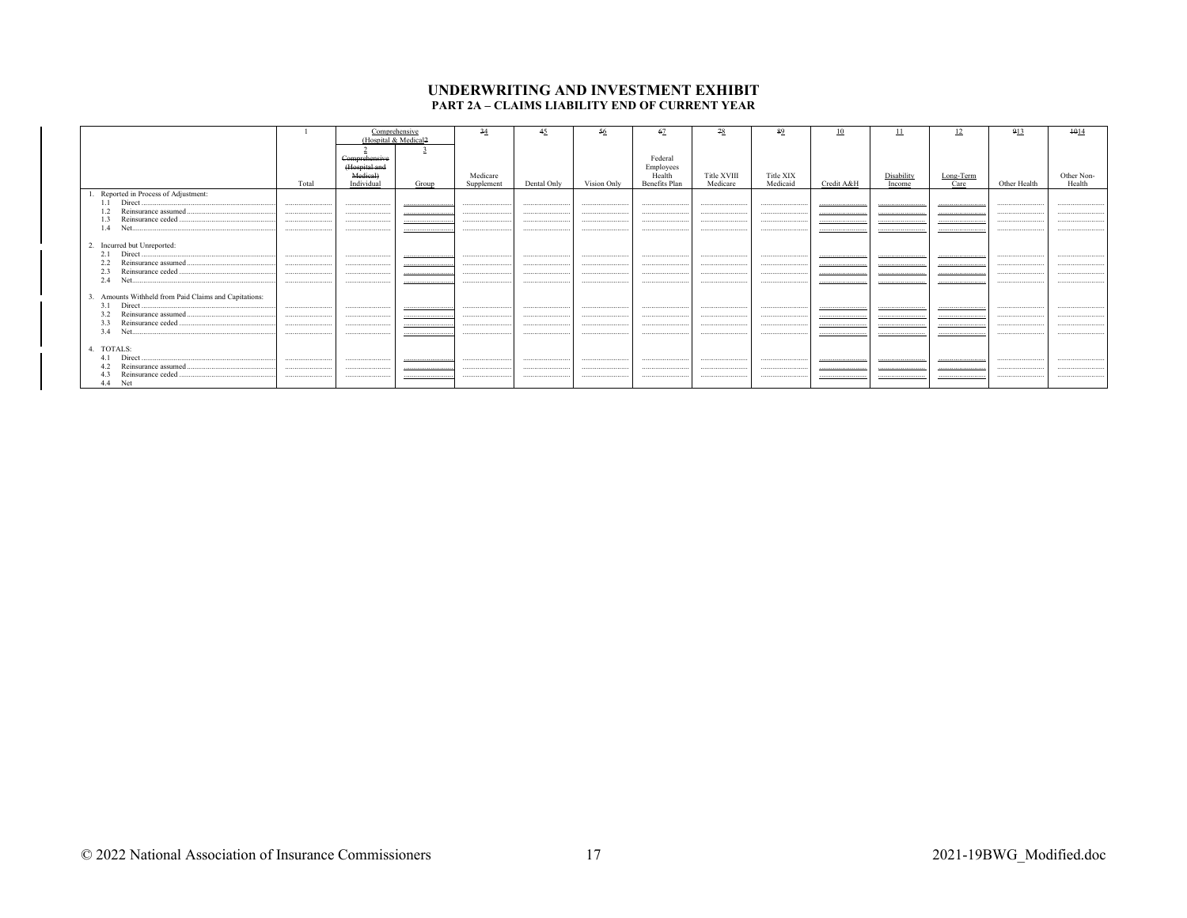# UNDERWRITING AND INVESTMENT EXHIBIT

## PART 2A – CLAIMS LIABILITY END OF CURRENT YEAR

| | 1 | Comprehensive (Hospital & Medical2 | | 34 | 45 | 56 | 67 | 78 | 89 | 10 | 11 | 12 | 913 | 1014 |
|---|---|---|---|---|---|---|---|---|---|---|---|---|---|---|
| | | 2 | 3 | | | | | | | | | | | |
| | Total | Comprehensive (Hospital and Medical) Individual | Group | Medicare Supplement | Dental Only | Vision Only | Federal Employees Health Benefits Plan | Title XVIII Medicare | Title XIX Medicaid | Credit A&H | Disability Income | Long-Term Care | Other Health | Other Non-Health |
| 1. Reported in Process of Adjustment: | | | | | | | | | | | | | | |
| 1.1 Direct | | | | | | | | | | | | | | |
| 1.2 Reinsurance assumed | | | | | | | | | | | | | | |
| 1.3 Reinsurance ceded | | | | | | | | | | | | | | |
| 1.4 Net | | | | | | | | | | | | | | |
| 2. Incurred but Unreported: | | | | | | | | | | | | | | |
| 2.1 Direct | | | | | | | | | | | | | | |
| 2.2 Reinsurance assumed | | | | | | | | | | | | | | |
| 2.3 Reinsurance ceded | | | | | | | | | | | | | | |
| 2.4 Net | | | | | | | | | | | | | | |
| 3. Amounts Withheld from Paid Claims and Capitations: | | | | | | | | | | | | | | |
| 3.1 Direct | | | | | | | | | | | | | | |
| 3.2 Reinsurance assumed | | | | | | | | | | | | | | |
| 3.3 Reinsurance ceded | | | | | | | | | | | | | | |
| 3.4 Net | | | | | | | | | | | | | | |
| 4. TOTALS: | | | | | | | | | | | | | | |
| 4.1 Direct | | | | | | | | | | | | | | |
| 4.2 Reinsurance assumed | | | | | | | | | | | | | | |
| 4.3 Reinsurance ceded | | | | | | | | | | | | | | |
| 4.4 Net | | | | | | | | | | | | | | |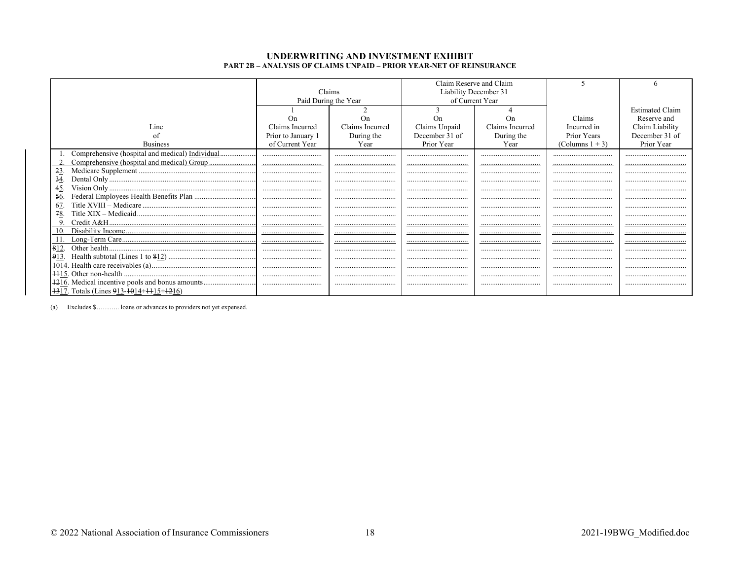# UNDERWRITING AND INVESTMENT EXHIBIT

## PART 2B – ANALYSIS OF CLAIMS UNPAID – PRIOR YEAR-NET OF REINSURANCE

| Line of Business | Claims Paid During the Year | | Claim Reserve and Claim Liability December 31 of Current Year | | 5 | 6 |
|---|---|---|---|---|---|---|
| | 1<br>On Claims Incurred Prior to January 1 of Current Year | 2<br>On Claims Incurred During the Year | 3<br>On Claims Unpaid December 31 of Prior Year | 4<br>On Claims Incurred During the Year | Claims Incurred in Prior Years (Columns 1 + 3) | Estimated Claim Reserve and Claim Liability December 31 of Prior Year |
| 1. Comprehensive (hospital and medical) Individual | | | | | | |
| 2. Comprehensive (hospital and medical) Group | | | | | | |
| ~~2~~3. Medicare Supplement | | | | | | |
| ~~3~~4. Dental Only | | | | | | |
| ~~4~~5. Vision Only | | | | | | |
| ~~5~~6. Federal Employees Health Benefits Plan | | | | | | |
| ~~6~~7. Title XVIII – Medicare | | | | | | |
| ~~7~~8. Title XIX – Medicaid | | | | | | |
| 9. Credit A&H | | | | | | |
| 10. Disability Income | | | | | | |
| 11. Long-Term Care | | | | | | |
| ~~8~~12. Other health | | | | | | |
| ~~9~~13. Health subtotal (Lines 1 to ~~8~~12) | | | | | | |
| ~~10~~14. Health care receivables (a) | | | | | | |
| ~~11~~15. Other non-health | | | | | | |
| ~~12~~16. Medical incentive pools and bonus amounts | | | | | | |
| ~~13~~17. Totals (Lines ~~9~~13-~~10~~14+~~11~~15+~~12~~16) | | | | | | |

(a) Excludes $……….. loans or advances to providers not yet expensed.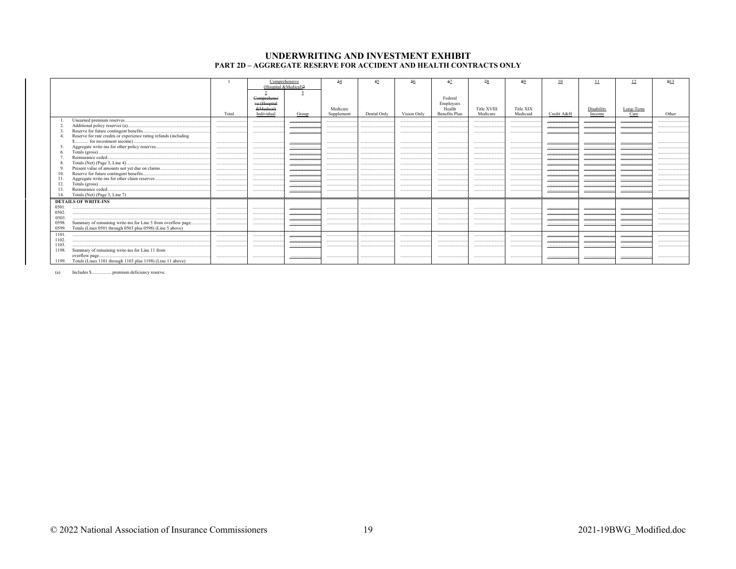# UNDERWRITING AND INVESTMENT EXHIBIT

## PART 2D – AGGREGATE RESERVE FOR ACCIDENT AND HEALTH CONTRACTS ONLY

| | 1 | Comprehensive (Hospital &Medical)2 | | 34 | 45 | 56 | 67 | 78 | 89 | 10 | 11 | 12 | 913 |
|---|---|---|---|---|---|---|---|---|---|---|---|---|---|
| | Total | 2 Comprehensive (Hospital &Medical) Individual | 3 Group | Medicare Supplement | Dental Only | Vision Only | Federal Employees Health Benefits Plan | Title XVIII Medicare | Title XIX Medicaid | Credit A&H | Disability Income | Long-Term Care | Other |
| 1. Unearned premium reserves | | | | | | | | | | | | | |
| 2. Additional policy reserves (a) | | | | | | | | | | | | | |
| 3. Reserve for future contingent benefits | | | | | | | | | | | | | |
| 4. Reserve for rate credits or experience rating refunds (including $............ for investment income) | | | | | | | | | | | | | |
| 5. Aggregate write-ins for other policy reserves | | | | | | | | | | | | | |
| 6. Totals (gross) | | | | | | | | | | | | | |
| 7. Reinsurance ceded | | | | | | | | | | | | | |
| 8. Totals (Net) (Page 3, Line 4) | | | | | | | | | | | | | |
| 9. Present value of amounts not yet due on claims | | | | | | | | | | | | | |
| 10. Reserve for future contingent benefits | | | | | | | | | | | | | |
| 11. Aggregate write-ins for other claim reserves | | | | | | | | | | | | | |
| 12. Totals (gross) | | | | | | | | | | | | | |
| 13. Reinsurance ceded | | | | | | | | | | | | | |
| 14. Totals (Net) (Page 3, Line 7) | | | | | | | | | | | | | |
| **DETAILS OF WRITE-INS** | | | | | | | | | | | | | |
| 0501. | | | | | | | | | | | | | |
| 0502. | | | | | | | | | | | | | |
| 0503. | | | | | | | | | | | | | |
| 0598. Summary of remaining write-ins for Line 5 from overflow page | | | | | | | | | | | | | |
| 0599. Totals (Lines 0501 through 0503 plus 0598) (Line 5 above) | | | | | | | | | | | | | |
| 1101. | | | | | | | | | | | | | |
| 1102. | | | | | | | | | | | | | |
| 1103. | | | | | | | | | | | | | |
| 1198. Summary of remaining write-ins for Line 11 from overflow page | | | | | | | | | | | | | |
| 1199. Totals (Lines 1101 through 1103 plus 1198) (Line 11 above) | | | | | | | | | | | | | |

(a) Includes $................ premium deficiency reserve.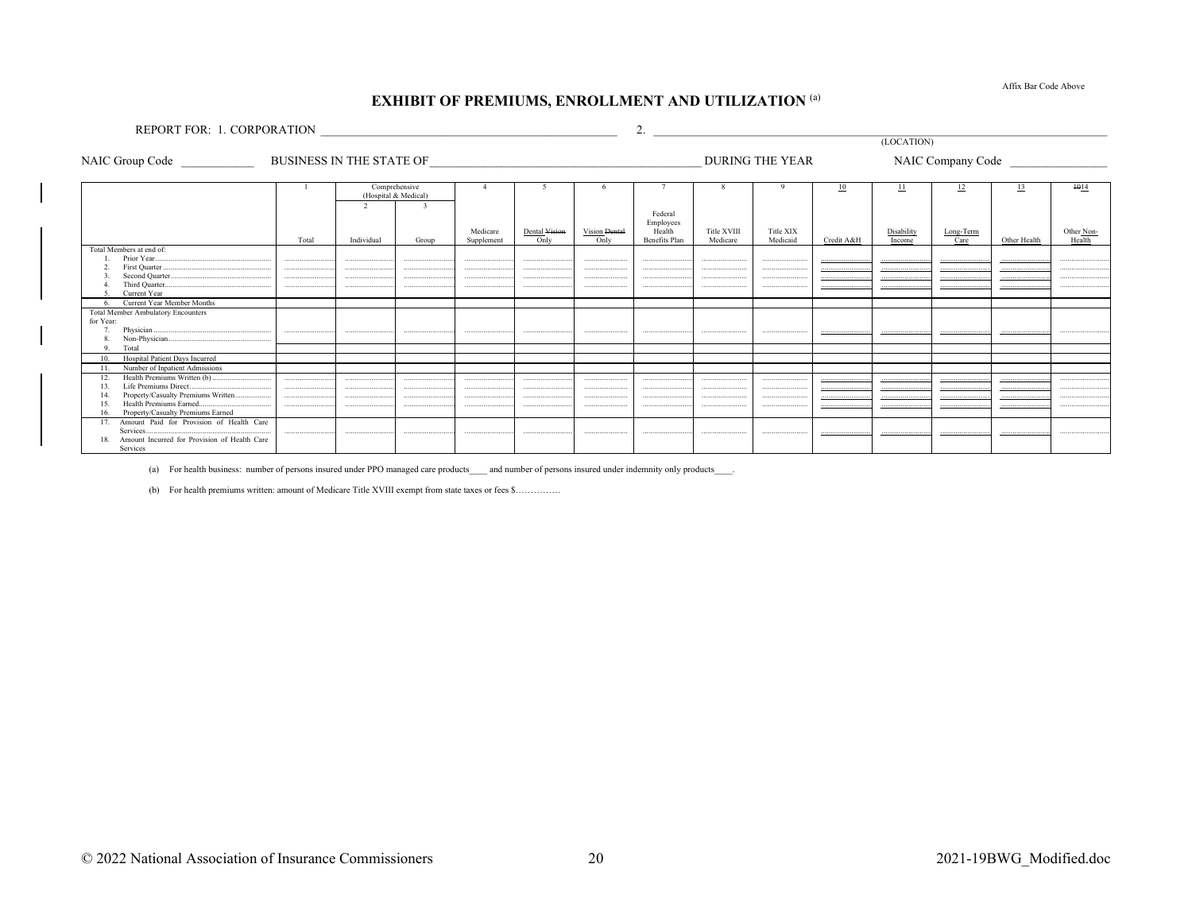Affix Bar Code Above

# EXHIBIT OF PREMIUMS, ENROLLMENT AND UTILIZATION (a)

REPORT FOR: 1. CORPORATION ____________________ 2. ____________________ (LOCATION)

NAIC Group Code ________ BUSINESS IN THE STATE OF ____________________ DURING THE YEAR NAIC Company Code ________

| | 1 | Comprehensive (Hospital & Medical) | | 4 | 5 | 6 | 7 | 8 | 9 | 10 | 11 | 12 | 13 | ~~10~~14 |
|---|---|---|---|---|---|---|---|---|---|---|---|---|---|---|
| | | 2 | 3 | | | | | | | | | | | |
| | Total | Individual | Group | Medicare Supplement | Dental ~~Vision~~ Only | Vision ~~Dental~~ Only | Federal Employees Health Benefits Plan | Title XVIII Medicare | Title XIX Medicaid | Credit A&H | Disability Income | Long-Term Care | Other Health | Other Non-Health |
| Total Members at end of: | | | | | | | | | | | | | | |
| 1. Prior Year | | | | | | | | | | | | | | |
| 2. First Quarter | | | | | | | | | | | | | | |
| 3. Second Quarter | | | | | | | | | | | | | | |
| 4. Third Quarter | | | | | | | | | | | | | | |
| 5. Current Year | | | | | | | | | | | | | | |
| 6. Current Year Member Months | | | | | | | | | | | | | | |
| Total Member Ambulatory Encounters for Year: | | | | | | | | | | | | | | |
| 7. Physician | | | | | | | | | | | | | | |
| 8. Non-Physician | | | | | | | | | | | | | | |
| 9. Total | | | | | | | | | | | | | | |
| 10. Hospital Patient Days Incurred | | | | | | | | | | | | | | |
| 11. Number of Inpatient Admissions | | | | | | | | | | | | | | |
| 12. Health Premiums Written (b) | | | | | | | | | | | | | | |
| 13. Life Premiums Direct | | | | | | | | | | | | | | |
| 14. Property/Casualty Premiums Written | | | | | | | | | | | | | | |
| 15. Health Premiums Earned | | | | | | | | | | | | | | |
| 16. Property/Casualty Premiums Earned | | | | | | | | | | | | | | |
| 17. Amount Paid for Provision of Health Care Services | | | | | | | | | | | | | | |
| 18. Amount Incurred for Provision of Health Care Services | | | | | | | | | | | | | | |

(a) For health business: number of persons insured under PPO managed care products____ and number of persons insured under indemnity only products____.

(b) For health premiums written: amount of Medicare Title XVIII exempt from state taxes or fees $…………..

© 2022 National Association of Insurance Commissioners

2021-19BWG_Modified.doc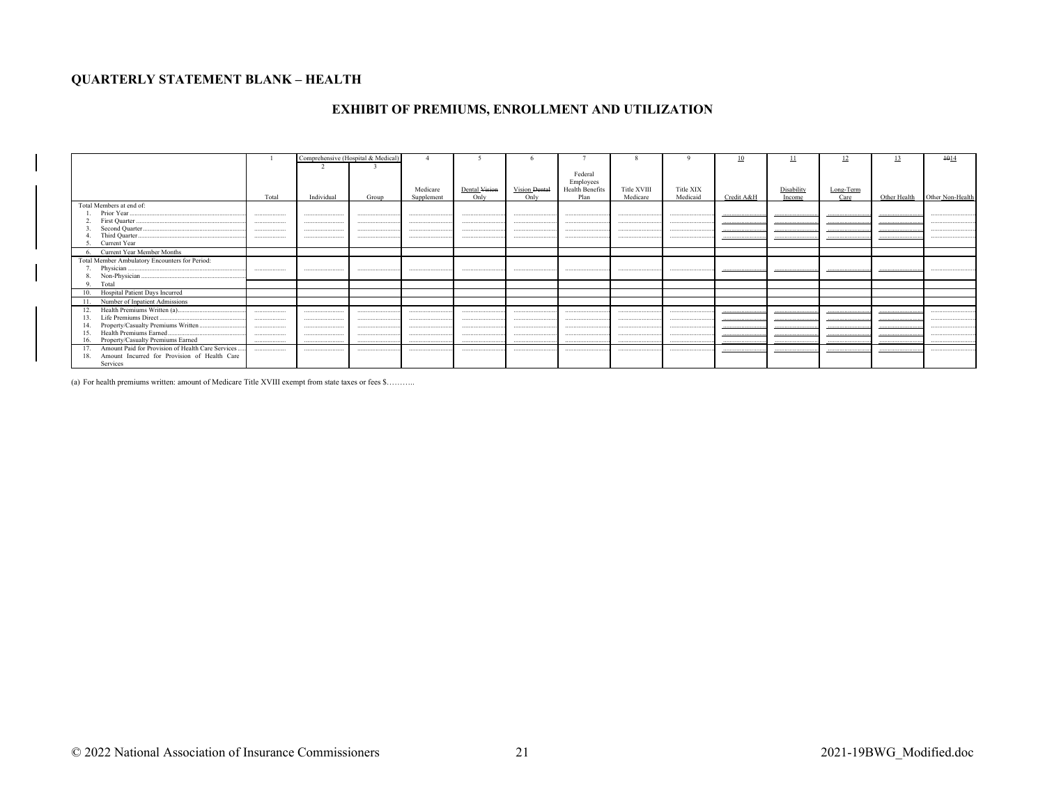## QUARTERLY STATEMENT BLANK – HEALTH

### EXHIBIT OF PREMIUMS, ENROLLMENT AND UTILIZATION

| | 1 | Comprehensive (Hospital & Medical) | | 4 | 5 | 6 | 7 | 8 | 9 | 10 | 11 | 12 | 13 | ~~10~~14 |
|---|---|---|---|---|---|---|---|---|---|---|---|---|---|---|
| | | 2 | 3 | | | | | | | | | | | |
| | Total | Individual | Group | Medicare Supplement | Dental ~~Vision~~ Only | Vision ~~Dental~~ Only | Federal Employees Health Benefits Plan | Title XVIII Medicare | Title XIX Medicaid | Credit A&H | Disability Income | Long-Term Care | Other Health | Other Non-Health |
| Total Members at end of: | | | | | | | | | | | | | | |
| 1. Prior Year | | | | | | | | | | | | | | |
| 2. First Quarter | | | | | | | | | | | | | | |
| 3. Second Quarter | | | | | | | | | | | | | | |
| 4. Third Quarter | | | | | | | | | | | | | | |
| 5. Current Year | | | | | | | | | | | | | | |
| 6. Current Year Member Months | | | | | | | | | | | | | | |
| Total Member Ambulatory Encounters for Period: | | | | | | | | | | | | | | |
| 7. Physician | | | | | | | | | | | | | | |
| 8. Non-Physician | | | | | | | | | | | | | | |
| 9. Total | | | | | | | | | | | | | | |
| 10. Hospital Patient Days Incurred | | | | | | | | | | | | | | |
| 11. Number of Inpatient Admissions | | | | | | | | | | | | | | |
| 12. Health Premiums Written (a) | | | | | | | | | | | | | | |
| 13. Life Premiums Direct | | | | | | | | | | | | | | |
| 14. Property/Casualty Premiums Written | | | | | | | | | | | | | | |
| 15. Health Premiums Earned | | | | | | | | | | | | | | |
| 16. Property/Casualty Premiums Earned | | | | | | | | | | | | | | |
| 17. Amount Paid for Provision of Health Care Services | | | | | | | | | | | | | | |
| 18. Amount Incurred for Provision of Health Care Services | | | | | | | | | | | | | | |

(a) For health premiums written: amount of Medicare Title XVIII exempt from state taxes or fees $………..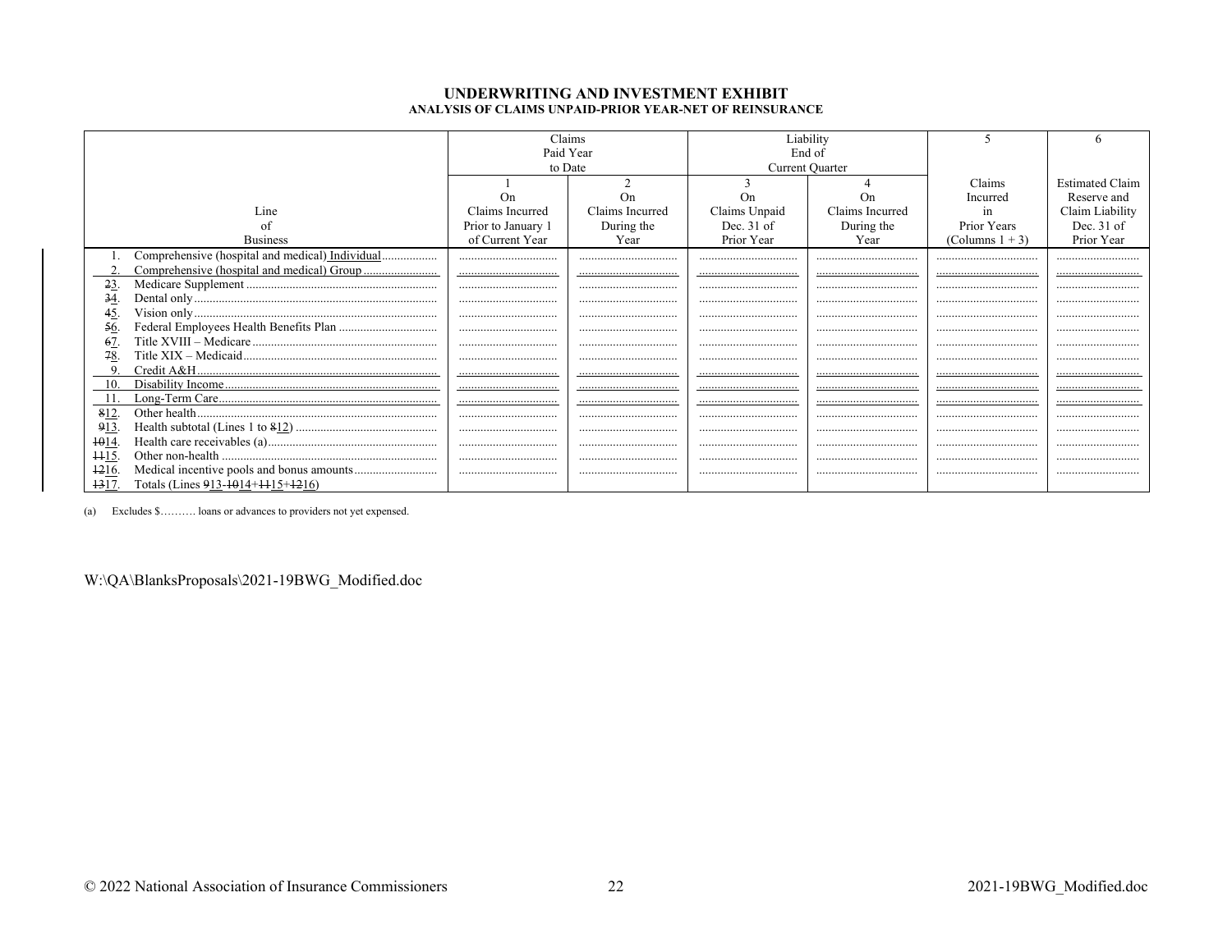# UNDERWRITING AND INVESTMENT EXHIBIT

## ANALYSIS OF CLAIMS UNPAID-PRIOR YEAR-NET OF REINSURANCE

| Line of Business | Claims Paid Year to Date | | Liability End of Current Quarter | | 5 | 6 |
|---|---|---|---|---|---|---|
| | 1<br>On Claims Incurred Prior to January 1 of Current Year | 2<br>On Claims Incurred During the Year | 3<br>On Claims Unpaid Dec. 31 of Prior Year | 4<br>On Claims Incurred During the Year | Claims Incurred in Prior Years (Columns 1 + 3) | Estimated Claim Reserve and Claim Liability Dec. 31 of Prior Year |
| 1. Comprehensive (hospital and medical) Individual | | | | | | |
| 2. Comprehensive (hospital and medical) Group | | | | | | |
| ~~2~~3. Medicare Supplement | | | | | | |
| ~~3~~4. Dental only | | | | | | |
| ~~4~~5. Vision only | | | | | | |
| ~~5~~6. Federal Employees Health Benefits Plan | | | | | | |
| ~~6~~7. Title XVIII – Medicare | | | | | | |
| ~~7~~8. Title XIX – Medicaid | | | | | | |
| 9. Credit A&H | | | | | | |
| 10. Disability Income | | | | | | |
| 11. Long-Term Care | | | | | | |
| ~~8~~12. Other health | | | | | | |
| ~~9~~13. Health subtotal (Lines 1 to ~~8~~12) | | | | | | |
| ~~10~~14. Health care receivables (a) | | | | | | |
| ~~11~~15. Other non-health | | | | | | |
| ~~12~~16. Medical incentive pools and bonus amounts | | | | | | |
| ~~13~~17. Totals (Lines ~~9~~13-~~10~~14+~~11~~15+~~12~~16) | | | | | | |

(a) Excludes $………. loans or advances to providers not yet expensed.

W:\QA\BlanksProposals\2021-19BWG_Modified.doc